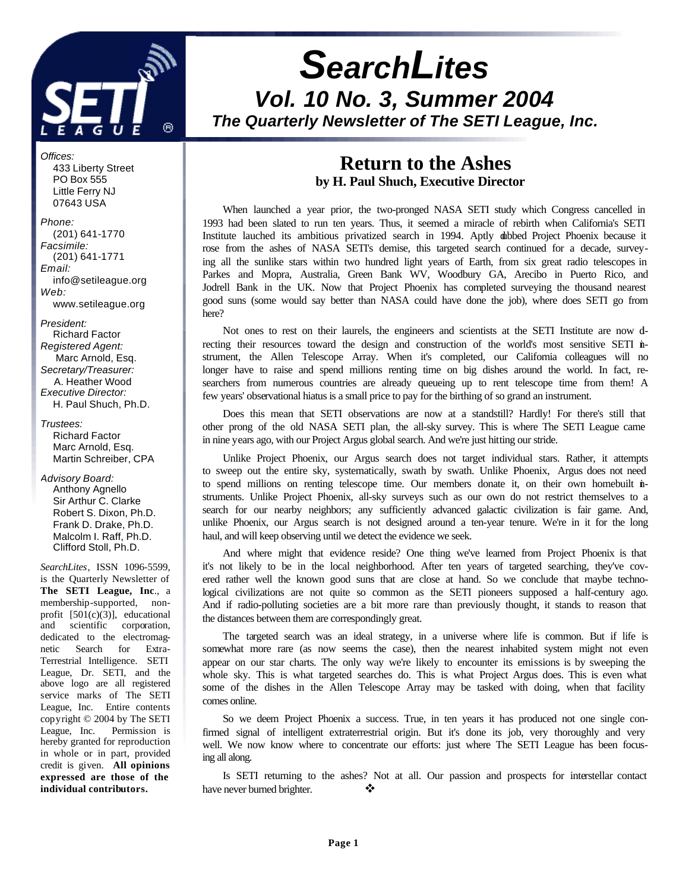# SearchLites

## Vol. 10 No. 3, Summer 2004

### The Quarterly Newsletter of The SETI League, Inc.

*Offices:*
433 Liberty Street
PO Box 555
Little Ferry NJ
07643 USA

*Phone:*
(201) 641-1770
*Facsimile:*
(201) 641-1771
*Email:*
info@setileague.org
*Web:*
www.setileague.org

*President:*
Richard Factor
*Registered Agent:*
Marc Arnold, Esq.
*Secretary/Treasurer:*
A. Heather Wood
*Executive Director:*
H. Paul Shuch, Ph.D.

*Trustees:*
Richard Factor
Marc Arnold, Esq.
Martin Schreiber, CPA

*Advisory Board:*
Anthony Agnello
Sir Arthur C. Clarke
Robert S. Dixon, Ph.D.
Frank D. Drake, Ph.D.
Malcolm I. Raff, Ph.D.
Clifford Stoll, Ph.D.

*SearchLites*, ISSN 1096-5599, is the Quarterly Newsletter of **The SETI League, Inc**., a membership-supported, non-profit [501(c)(3)], educational and scientific corporation, dedicated to the electromagnetic Search for Extra-Terrestrial Intelligence. SETI League, Dr. SETI, and the above logo are all registered service marks of The SETI League, Inc. Entire contents copyright © 2004 by The SETI League, Inc. Permission is hereby granted for reproduction in whole or in part, provided credit is given. **All opinions expressed are those of the individual contributors.**

## Return to the Ashes

**by H. Paul Shuch, Executive Director**

When launched a year prior, the two-pronged NASA SETI study which Congress cancelled in 1993 had been slated to run ten years. Thus, it seemed a miracle of rebirth when California's SETI Institute lauched its ambitious privatized search in 1994. Aptly dubbed Project Phoenix because it rose from the ashes of NASA SETI's demise, this targeted search continued for a decade, surveying all the sunlike stars within two hundred light years of Earth, from six great radio telescopes in Parkes and Mopra, Australia, Green Bank WV, Woodbury GA, Arecibo in Puerto Rico, and Jodrell Bank in the UK. Now that Project Phoenix has completed surveying the thousand nearest good suns (some would say better than NASA could have done the job), where does SETI go from here?

Not ones to rest on their laurels, the engineers and scientists at the SETI Institute are now directing their resources toward the design and construction of the world's most sensitive SETI instrument, the Allen Telescope Array. When it's completed, our California colleagues will no longer have to raise and spend millions renting time on big dishes around the world. In fact, researchers from numerous countries are already queueing up to rent telescope time from them! A few years' observational hiatus is a small price to pay for the birthing of so grand an instrument.

Does this mean that SETI observations are now at a standstill? Hardly! For there's still that other prong of the old NASA SETI plan, the all-sky survey. This is where The SETI League came in nine years ago, with our Project Argus global search. And we're just hitting our stride.

Unlike Project Phoenix, our Argus search does not target individual stars. Rather, it attempts to sweep out the entire sky, systematically, swath by swath. Unlike Phoenix, Argus does not need to spend millions on renting telescope time. Our members donate it, on their own homebuilt instruments. Unlike Project Phoenix, all-sky surveys such as our own do not restrict themselves to a search for our nearby neighbors; any sufficiently advanced galactic civilization is fair game. And, unlike Phoenix, our Argus search is not designed around a ten-year tenure. We're in it for the long haul, and will keep observing until we detect the evidence we seek.

And where might that evidence reside? One thing we've learned from Project Phoenix is that it's not likely to be in the local neighborhood. After ten years of targeted searching, they've covered rather well the known good suns that are close at hand. So we conclude that maybe technological civilizations are not quite so common as the SETI pioneers supposed a half-century ago. And if radio-polluting societies are a bit more rare than previously thought, it stands to reason that the distances between them are correspondingly great.

The targeted search was an ideal strategy, in a universe where life is common. But if life is somewhat more rare (as now seems the case), then the nearest inhabited system might not even appear on our star charts. The only way we're likely to encounter its emissions is by sweeping the whole sky. This is what targeted searches do. This is what Project Argus does. This is even what some of the dishes in the Allen Telescope Array may be tasked with doing, when that facility comes online.

So we deem Project Phoenix a success. True, in ten years it has produced not one single confirmed signal of intelligent extraterrestrial origin. But it's done its job, very thoroughly and very well. We now know where to concentrate our efforts: just where The SETI League has been focusing all along.

Is SETI returning to the ashes? Not at all. Our passion and prospects for interstellar contact have never burned brighter. ❖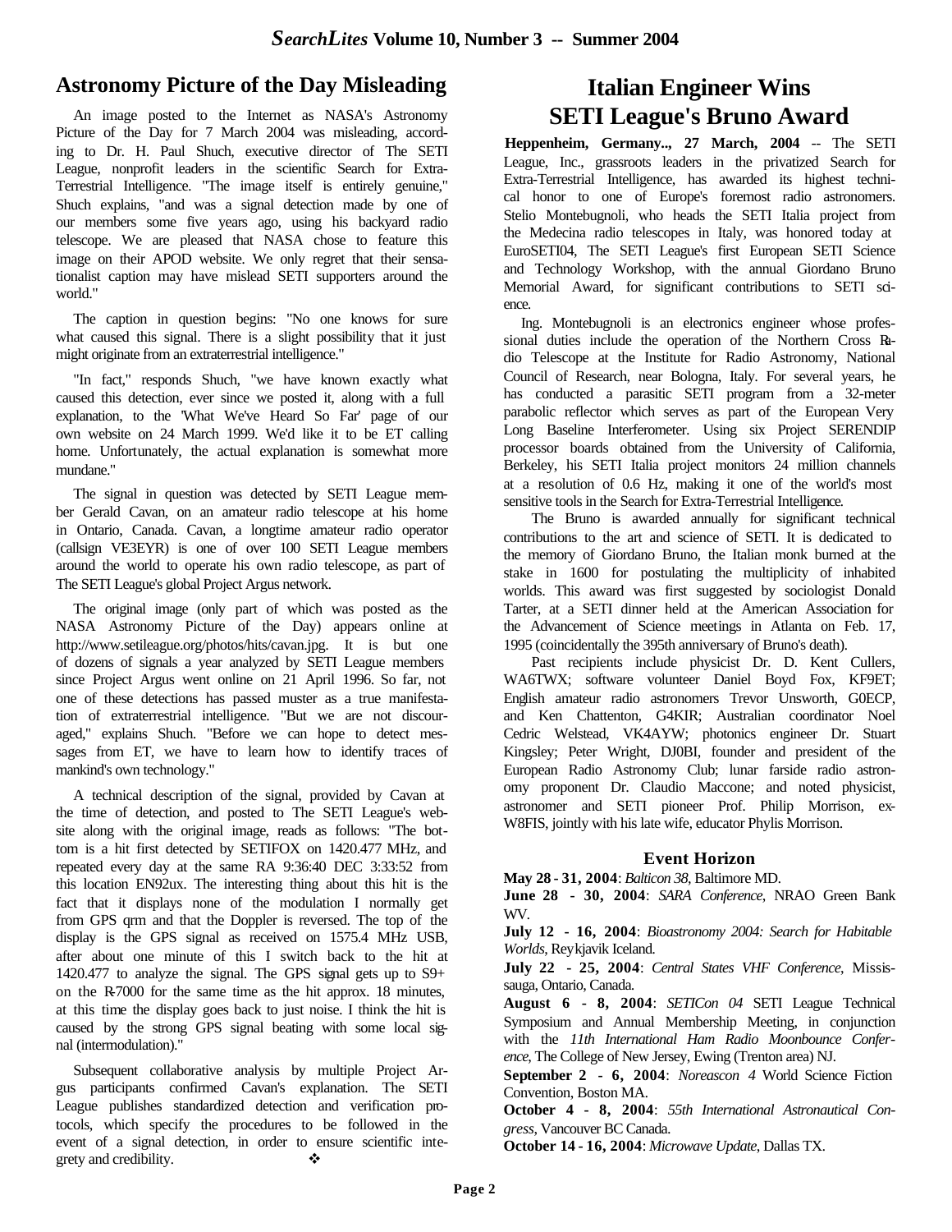## Astronomy Picture of the Day Misleading

An image posted to the Internet as NASA's Astronomy Picture of the Day for 7 March 2004 was misleading, according to Dr. H. Paul Shuch, executive director of The SETI League, nonprofit leaders in the scientific Search for Extra-Terrestrial Intelligence. "The image itself is entirely genuine," Shuch explains, "and was a signal detection made by one of our members some five years ago, using his backyard radio telescope. We are pleased that NASA chose to feature this image on their APOD website. We only regret that their sensationalist caption may have mislead SETI supporters around the world."

The caption in question begins: "No one knows for sure what caused this signal. There is a slight possibility that it just might originate from an extraterrestrial intelligence."

"In fact," responds Shuch, "we have known exactly what caused this detection, ever since we posted it, along with a full explanation, to the 'What We've Heard So Far' page of our own website on 24 March 1999. We'd like it to be ET calling home. Unfortunately, the actual explanation is somewhat more mundane."

The signal in question was detected by SETI League member Gerald Cavan, on an amateur radio telescope at his home in Ontario, Canada. Cavan, a longtime amateur radio operator (callsign VE3EYR) is one of over 100 SETI League members around the world to operate his own radio telescope, as part of The SETI League's global Project Argus network.

The original image (only part of which was posted as the NASA Astronomy Picture of the Day) appears online at http://www.setileague.org/photos/hits/cavan.jpg. It is but one of dozens of signals a year analyzed by SETI League members since Project Argus went online on 21 April 1996. So far, not one of these detections has passed muster as a true manifestation of extraterrestrial intelligence. "But we are not discouraged," explains Shuch. "Before we can hope to detect messages from ET, we have to learn how to identify traces of mankind's own technology."

A technical description of the signal, provided by Cavan at the time of detection, and posted to The SETI League's website along with the original image, reads as follows: "The bottom is a hit first detected by SETIFOX on 1420.477 MHz, and repeated every day at the same RA 9:36:40 DEC 3:33:52 from this location EN92ux. The interesting thing about this hit is the fact that it displays none of the modulation I normally get from GPS qrm and that the Doppler is reversed. The top of the display is the GPS signal as received on 1575.4 MHz USB, after about one minute of this I switch back to the hit at 1420.477 to analyze the signal. The GPS signal gets up to S9+ on the R-7000 for the same time as the hit approx. 18 minutes, at this time the display goes back to just noise. I think the hit is caused by the strong GPS signal beating with some local signal (intermodulation)."

Subsequent collaborative analysis by multiple Project Argus participants confirmed Cavan's explanation. The SETI League publishes standardized detection and verification protocols, which specify the procedures to be followed in the event of a signal detection, in order to ensure scientific integrety and credibility. ❖

## Italian Engineer Wins SETI League's Bruno Award

**Heppenheim, Germany.., 27 March, 2004** -- The SETI League, Inc., grassroots leaders in the privatized Search for Extra-Terrestrial Intelligence, has awarded its highest technical honor to one of Europe's foremost radio astronomers. Stelio Montebugnoli, who heads the SETI Italia project from the Medecina radio telescopes in Italy, was honored today at EuroSETI04, The SETI League's first European SETI Science and Technology Workshop, with the annual Giordano Bruno Memorial Award, for significant contributions to SETI science.

Ing. Montebugnoli is an electronics engineer whose professional duties include the operation of the Northern Cross Radio Telescope at the Institute for Radio Astronomy, National Council of Research, near Bologna, Italy. For several years, he has conducted a parasitic SETI program from a 32-meter parabolic reflector which serves as part of the European Very Long Baseline Interferometer. Using six Project SERENDIP processor boards obtained from the University of California, Berkeley, his SETI Italia project monitors 24 million channels at a resolution of 0.6 Hz, making it one of the world's most sensitive tools in the Search for Extra-Terrestrial Intelligence.

The Bruno is awarded annually for significant technical contributions to the art and science of SETI. It is dedicated to the memory of Giordano Bruno, the Italian monk burned at the stake in 1600 for postulating the multiplicity of inhabited worlds. This award was first suggested by sociologist Donald Tarter, at a SETI dinner held at the American Association for the Advancement of Science meetings in Atlanta on Feb. 17, 1995 (coincidentally the 395th anniversary of Bruno's death).

Past recipients include physicist Dr. D. Kent Cullers, WA6TWX; software volunteer Daniel Boyd Fox, KF9ET; English amateur radio astronomers Trevor Unsworth, G0ECP, and Ken Chattenton, G4KIR; Australian coordinator Noel Cedric Welstead, VK4AYW; photonics engineer Dr. Stuart Kingsley; Peter Wright, DJ0BI, founder and president of the European Radio Astronomy Club; lunar farside radio astronomy proponent Dr. Claudio Maccone; and noted physicist, astronomer and SETI pioneer Prof. Philip Morrison, ex-W8FIS, jointly with his late wife, educator Phylis Morrison.

### Event Horizon

**May 28 - 31, 2004**: *Balticon 38*, Baltimore MD.

**June 28 - 30, 2004**: *SARA Conference*, NRAO Green Bank WV.

**July 12 - 16, 2004**: *Bioastronomy 2004: Search for Habitable Worlds*, Reykjavik Iceland.

**July 22 - 25, 2004**: *Central States VHF Conference*, Mississauga, Ontario, Canada.

**August 6 - 8, 2004**: *SETICon 04* SETI League Technical Symposium and Annual Membership Meeting, in conjunction with the *11th International Ham Radio Moonbounce Conference*, The College of New Jersey, Ewing (Trenton area) NJ.

**September 2 - 6, 2004**: *Noreascon 4* World Science Fiction Convention, Boston MA.

**October 4 - 8, 2004**: *55th International Astronautical Congress*, Vancouver BC Canada.

**October 14 - 16, 2004**: *Microwave Update*, Dallas TX.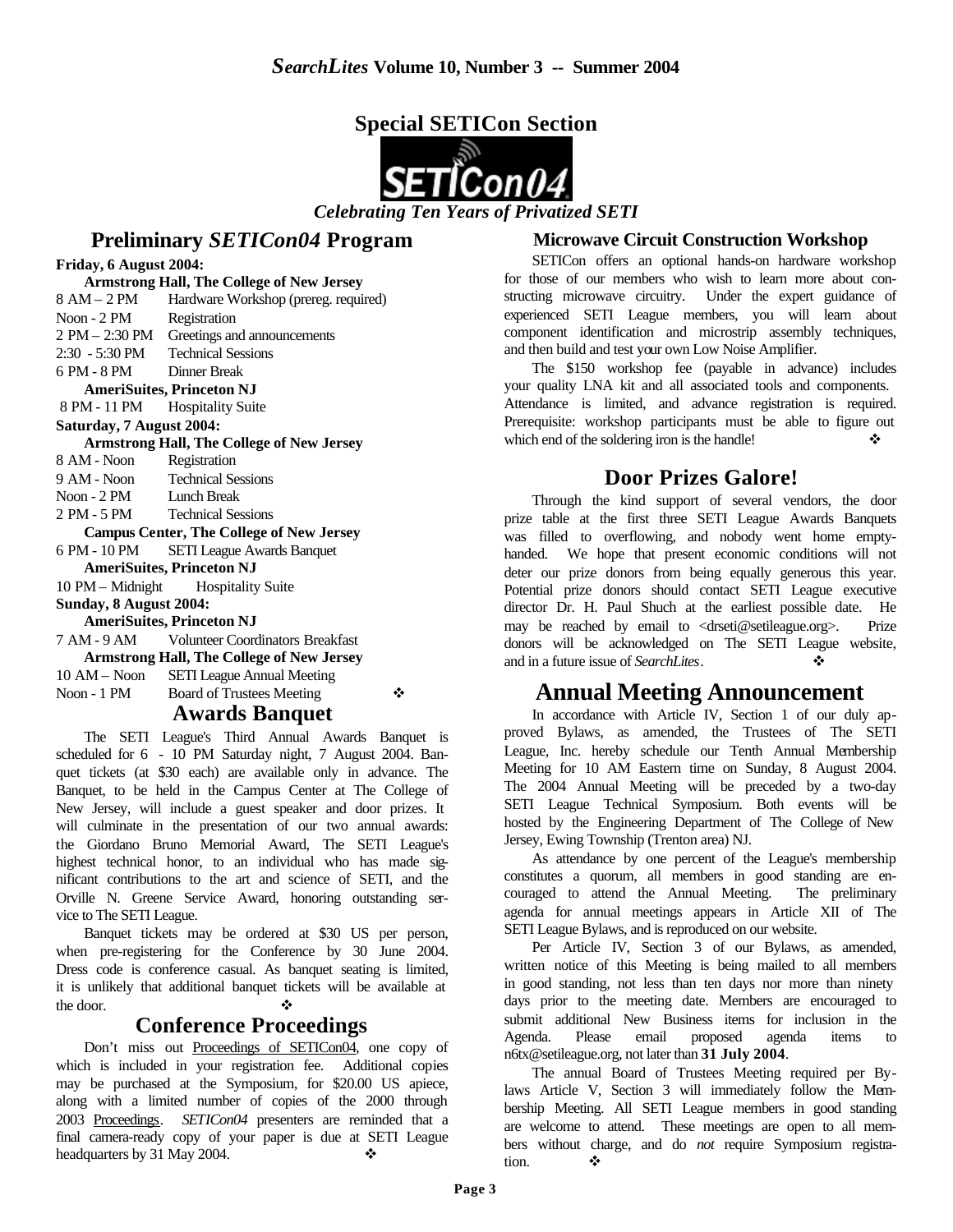## Special SETICon Section

*Celebrating Ten Years of Privatized SETI*

## Preliminary *SETICon04* Program

**Friday, 6 August 2004:**

**Armstrong Hall, The College of New Jersey**

8 AM – 2 PM Hardware Workshop (prereg. required)
Noon - 2 PM Registration
2 PM – 2:30 PM Greetings and announcements
2:30 - 5:30 PM Technical Sessions
6 PM - 8 PM Dinner Break

**AmeriSuites, Princeton NJ**

8 PM - 11 PM Hospitality Suite

**Saturday, 7 August 2004:**

**Armstrong Hall, The College of New Jersey**

8 AM - Noon Registration
9 AM - Noon Technical Sessions
Noon - 2 PM Lunch Break
2 PM - 5 PM Technical Sessions

**Campus Center, The College of New Jersey**

6 PM - 10 PM SETI League Awards Banquet

**AmeriSuites, Princeton NJ**

10 PM – Midnight Hospitality Suite

**Sunday, 8 August 2004:**

**AmeriSuites, Princeton NJ**

7 AM - 9 AM Volunteer Coordinators Breakfast

**Armstrong Hall, The College of New Jersey**

10 AM – Noon SETI League Annual Meeting
Noon - 1 PM Board of Trustees Meeting ❖

## Awards Banquet

The SETI League's Third Annual Awards Banquet is scheduled for 6 - 10 PM Saturday night, 7 August 2004. Banquet tickets (at $30 each) are available only in advance. The Banquet, to be held in the Campus Center at The College of New Jersey, will include a guest speaker and door prizes. It will culminate in the presentation of our two annual awards: the Giordano Bruno Memorial Award, The SETI League's highest technical honor, to an individual who has made significant contributions to the art and science of SETI, and the Orville N. Greene Service Award, honoring outstanding service to The SETI League.

Banquet tickets may be ordered at $30 US per person, when pre-registering for the Conference by 30 June 2004. Dress code is conference casual. As banquet seating is limited, it is unlikely that additional banquet tickets will be available at the door. ❖

## Conference Proceedings

Don't miss out Proceedings of SETICon04, one copy of which is included in your registration fee. Additional copies may be purchased at the Symposium, for $20.00 US apiece, along with a limited number of copies of the 2000 through 2003 Proceedings. *SETICon04* presenters are reminded that a final camera-ready copy of your paper is due at SETI League headquarters by 31 May 2004. ❖

## Microwave Circuit Construction Workshop

SETICon offers an optional hands-on hardware workshop for those of our members who wish to learn more about constructing microwave circuitry. Under the expert guidance of experienced SETI League members, you will learn about component identification and microstrip assembly techniques, and then build and test your own Low Noise Amplifier.

The $150 workshop fee (payable in advance) includes your quality LNA kit and all associated tools and components. Attendance is limited, and advance registration is required. Prerequisite: workshop participants must be able to figure out which end of the soldering iron is the handle! ❖

## Door Prizes Galore!

Through the kind support of several vendors, the door prize table at the first three SETI League Awards Banquets was filled to overflowing, and nobody went home empty-handed. We hope that present economic conditions will not deter our prize donors from being equally generous this year. Potential prize donors should contact SETI League executive director Dr. H. Paul Shuch at the earliest possible date. He may be reached by email to <drseti@setileague.org>. Prize donors will be acknowledged on The SETI League website, and in a future issue of *SearchLites*. ❖

## Annual Meeting Announcement

In accordance with Article IV, Section 1 of our duly approved Bylaws, as amended, the Trustees of The SETI League, Inc. hereby schedule our Tenth Annual Membership Meeting for 10 AM Eastern time on Sunday, 8 August 2004. The 2004 Annual Meeting will be preceded by a two-day SETI League Technical Symposium. Both events will be hosted by the Engineering Department of The College of New Jersey, Ewing Township (Trenton area) NJ.

As attendance by one percent of the League's membership constitutes a quorum, all members in good standing are encouraged to attend the Annual Meeting. The preliminary agenda for annual meetings appears in Article XII of The SETI League Bylaws, and is reproduced on our website.

Per Article IV, Section 3 of our Bylaws, as amended, written notice of this Meeting is being mailed to all members in good standing, not less than ten days nor more than ninety days prior to the meeting date. Members are encouraged to submit additional New Business items for inclusion in the Agenda. Please email proposed agenda items to n6tx@setileague.org, not later than **31 July 2004**.

The annual Board of Trustees Meeting required per Bylaws Article V, Section 3 will immediately follow the Membership Meeting. All SETI League members in good standing are welcome to attend. These meetings are open to all members without charge, and do *not* require Symposium registration. ❖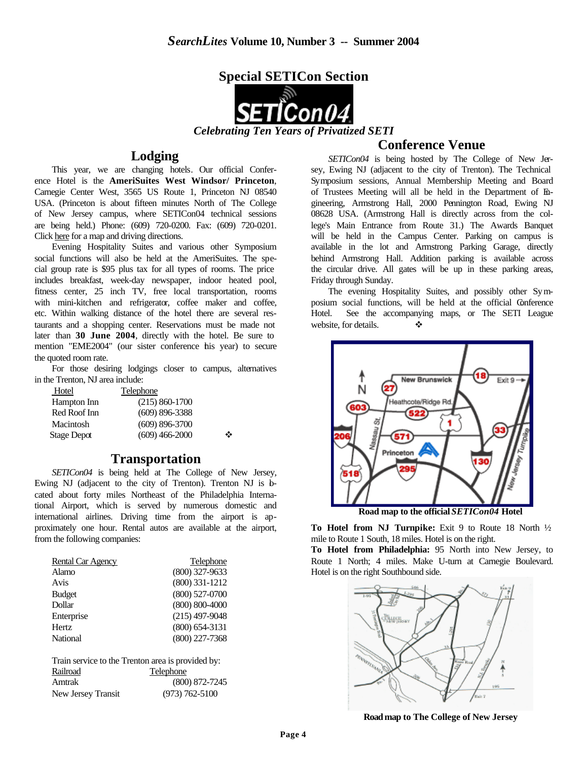## Special SETICon Section

*Celebrating Ten Years of Privatized SETI*

## Lodging

This year, we are changing hotels. Our official Conference Hotel is the **AmeriSuites West Windsor/ Princeton**, Carnegie Center West, 3565 US Route 1, Princeton NJ 08540 USA. (Princeton is about fifteen minutes North of The College of New Jersey campus, where SETICon04 technical sessions are being held.) Phone: (609) 720-0200. Fax: (609) 720-0201. Click here for a map and driving directions.

Evening Hospitality Suites and various other Symposium social functions will also be held at the AmeriSuites. The special group rate is $95 plus tax for all types of rooms. The price includes breakfast, week-day newspaper, indoor heated pool, fitness center, 25 inch TV, free local transportation, rooms with mini-kitchen and refrigerator, coffee maker and coffee, etc. Within walking distance of the hotel there are several restaurants and a shopping center. Reservations must be made not later than **30 June 2004**, directly with the hotel. Be sure to mention "EME2004" (our sister conference this year) to secure the quoted room rate.

For those desiring lodgings closer to campus, alternatives in the Trenton, NJ area include:

| Hotel | Telephone |
|---|---|
| Hampton Inn | (215) 860-1700 |
| Red Roof Inn | (609) 896-3388 |
| Macintosh | (609) 896-3700 |
| Stage Depot | (609) 466-2000 |

❖

## Transportation

*SETICon04* is being held at The College of New Jersey, Ewing NJ (adjacent to the city of Trenton). Trenton NJ is located about forty miles Northeast of the Philadelphia International Airport, which is served by numerous domestic and international airlines. Driving time from the airport is approximately one hour. Rental autos are available at the airport, from the following companies:

| Rental Car Agency | Telephone |
|---|---|
| Alamo | (800) 327-9633 |
| Avis | (800) 331-1212 |
| Budget | (800) 527-0700 |
| Dollar | (800) 800-4000 |
| Enterprise | (215) 497-9048 |
| Hertz | (800) 654-3131 |
| National | (800) 227-7368 |

Train service to the Trenton area is provided by:

| Railroad | Telephone |
|---|---|
| Amtrak | (800) 872-7245 |
| New Jersey Transit | (973) 762-5100 |

## Conference Venue

*SETICon04* is being hosted by The College of New Jersey, Ewing NJ (adjacent to the city of Trenton). The Technical Symposium sessions, Annual Membership Meeting and Board of Trustees Meeting will all be held in the Department of Engineering, Armstrong Hall, 2000 Pennington Road, Ewing NJ 08628 USA. (Armstrong Hall is directly across from the college's Main Entrance from Route 31.) The Awards Banquet will be held in the Campus Center. Parking on campus is available in the lot and Armstrong Parking Garage, directly behind Armstrong Hall. Addition parking is available across the circular drive. All gates will be up in these parking areas, Friday through Sunday.

The evening Hospitality Suites, and possibly other Symposium social functions, will be held at the official Conference Hotel. See the accompanying maps, or The SETI League website, for details. ❖

**Road map to the official *SETICon04* Hotel**

**To Hotel from NJ Turnpike:** Exit 9 to Route 18 North ½ mile to Route 1 South, 18 miles. Hotel is on the right.

**To Hotel from Philadelphia:** 95 North into New Jersey, to Route 1 North; 4 miles. Make U-turn at Carnegie Boulevard. Hotel is on the right Southbound side.

**Road map to The College of New Jersey**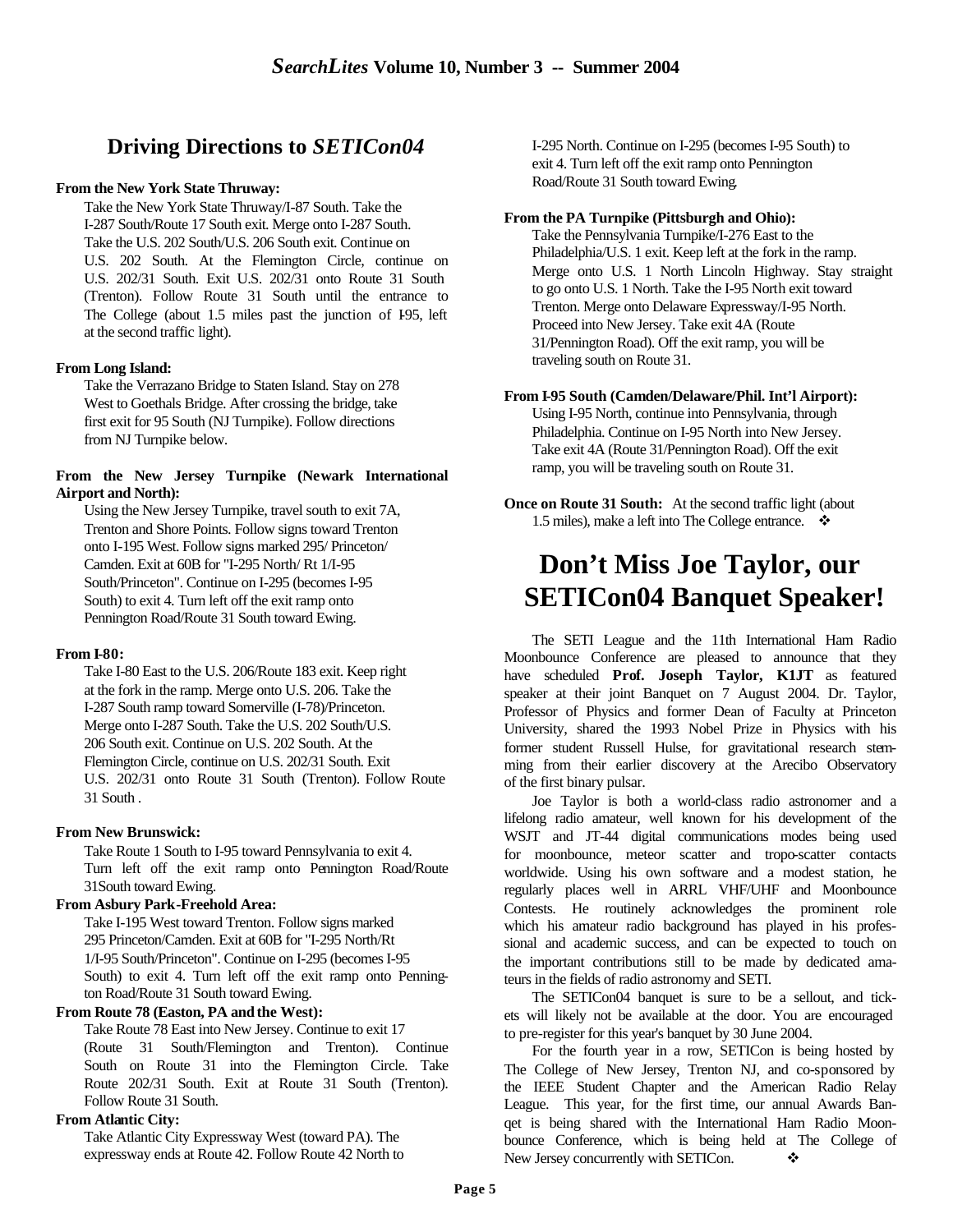## Driving Directions to *SETICon04*

**From the New York State Thruway:**

Take the New York State Thruway/I-87 South. Take the I-287 South/Route 17 South exit. Merge onto I-287 South. Take the U.S. 202 South/U.S. 206 South exit. Continue on U.S. 202 South. At the Flemington Circle, continue on U.S. 202/31 South. Exit U.S. 202/31 onto Route 31 South (Trenton). Follow Route 31 South until the entrance to The College (about 1.5 miles past the junction of I-95, left at the second traffic light).

**From Long Island:**

Take the Verrazano Bridge to Staten Island. Stay on 278 West to Goethals Bridge. After crossing the bridge, take first exit for 95 South (NJ Turnpike). Follow directions from NJ Turnpike below.

**From the New Jersey Turnpike (Newark International Airport and North):**

Using the New Jersey Turnpike, travel south to exit 7A, Trenton and Shore Points. Follow signs toward Trenton onto I-195 West. Follow signs marked 295/ Princeton/ Camden. Exit at 60B for "I-295 North/ Rt 1/I-95 South/Princeton". Continue on I-295 (becomes I-95 South) to exit 4. Turn left off the exit ramp onto Pennington Road/Route 31 South toward Ewing.

**From I-80:**

Take I-80 East to the U.S. 206/Route 183 exit. Keep right at the fork in the ramp. Merge onto U.S. 206. Take the I-287 South ramp toward Somerville (I-78)/Princeton. Merge onto I-287 South. Take the U.S. 202 South/U.S. 206 South exit. Continue on U.S. 202 South. At the Flemington Circle, continue on U.S. 202/31 South. Exit U.S. 202/31 onto Route 31 South (Trenton). Follow Route 31 South .

**From New Brunswick:**

Take Route 1 South to I-95 toward Pennsylvania to exit 4. Turn left off the exit ramp onto Pennington Road/Route 31South toward Ewing.

**From Asbury Park-Freehold Area:**

Take I-195 West toward Trenton. Follow signs marked 295 Princeton/Camden. Exit at 60B for "I-295 North/Rt 1/I-95 South/Princeton". Continue on I-295 (becomes I-95 South) to exit 4. Turn left off the exit ramp onto Pennington Road/Route 31 South toward Ewing.

**From Route 78 (Easton, PA and the West):**

Take Route 78 East into New Jersey. Continue to exit 17 (Route 31 South/Flemington and Trenton). Continue South on Route 31 into the Flemington Circle. Take Route 202/31 South. Exit at Route 31 South (Trenton). Follow Route 31 South.

**From Atlantic City:**

Take Atlantic City Expressway West (toward PA). The expressway ends at Route 42. Follow Route 42 North to I-295 North. Continue on I-295 (becomes I-95 South) to exit 4. Turn left off the exit ramp onto Pennington Road/Route 31 South toward Ewing.

**From the PA Turnpike (Pittsburgh and Ohio):**

Take the Pennsylvania Turnpike/I-276 East to the Philadelphia/U.S. 1 exit. Keep left at the fork in the ramp. Merge onto U.S. 1 North Lincoln Highway. Stay straight to go onto U.S. 1 North. Take the I-95 North exit toward Trenton. Merge onto Delaware Expressway/I-95 North. Proceed into New Jersey. Take exit 4A (Route 31/Pennington Road). Off the exit ramp, you will be traveling south on Route 31.

**From I-95 South (Camden/Delaware/Phil. Int'l Airport):**

Using I-95 North, continue into Pennsylvania, through Philadelphia. Continue on I-95 North into New Jersey. Take exit 4A (Route 31/Pennington Road). Off the exit ramp, you will be traveling south on Route 31.

**Once on Route 31 South:** At the second traffic light (about 1.5 miles), make a left into The College entrance. ❖

# Don't Miss Joe Taylor, our SETICon04 Banquet Speaker!

The SETI League and the 11th International Ham Radio Moonbounce Conference are pleased to announce that they have scheduled **Prof. Joseph Taylor, K1JT** as featured speaker at their joint Banquet on 7 August 2004. Dr. Taylor, Professor of Physics and former Dean of Faculty at Princeton University, shared the 1993 Nobel Prize in Physics with his former student Russell Hulse, for gravitational research stemming from their earlier discovery at the Arecibo Observatory of the first binary pulsar.

Joe Taylor is both a world-class radio astronomer and a lifelong radio amateur, well known for his development of the WSJT and JT-44 digital communications modes being used for moonbounce, meteor scatter and tropo-scatter contacts worldwide. Using his own software and a modest station, he regularly places well in ARRL VHF/UHF and Moonbounce Contests. He routinely acknowledges the prominent role which his amateur radio background has played in his professional and academic success, and can be expected to touch on the important contributions still to be made by dedicated amateurs in the fields of radio astronomy and SETI.

The SETICon04 banquet is sure to be a sellout, and tickets will likely not be available at the door. You are encouraged to pre-register for this year's banquet by 30 June 2004.

For the fourth year in a row, SETICon is being hosted by The College of New Jersey, Trenton NJ, and co-sponsored by the IEEE Student Chapter and the American Radio Relay League. This year, for the first time, our annual Awards Banqet is being shared with the International Ham Radio Moonbounce Conference, which is being held at The College of New Jersey concurrently with SETICon. ❖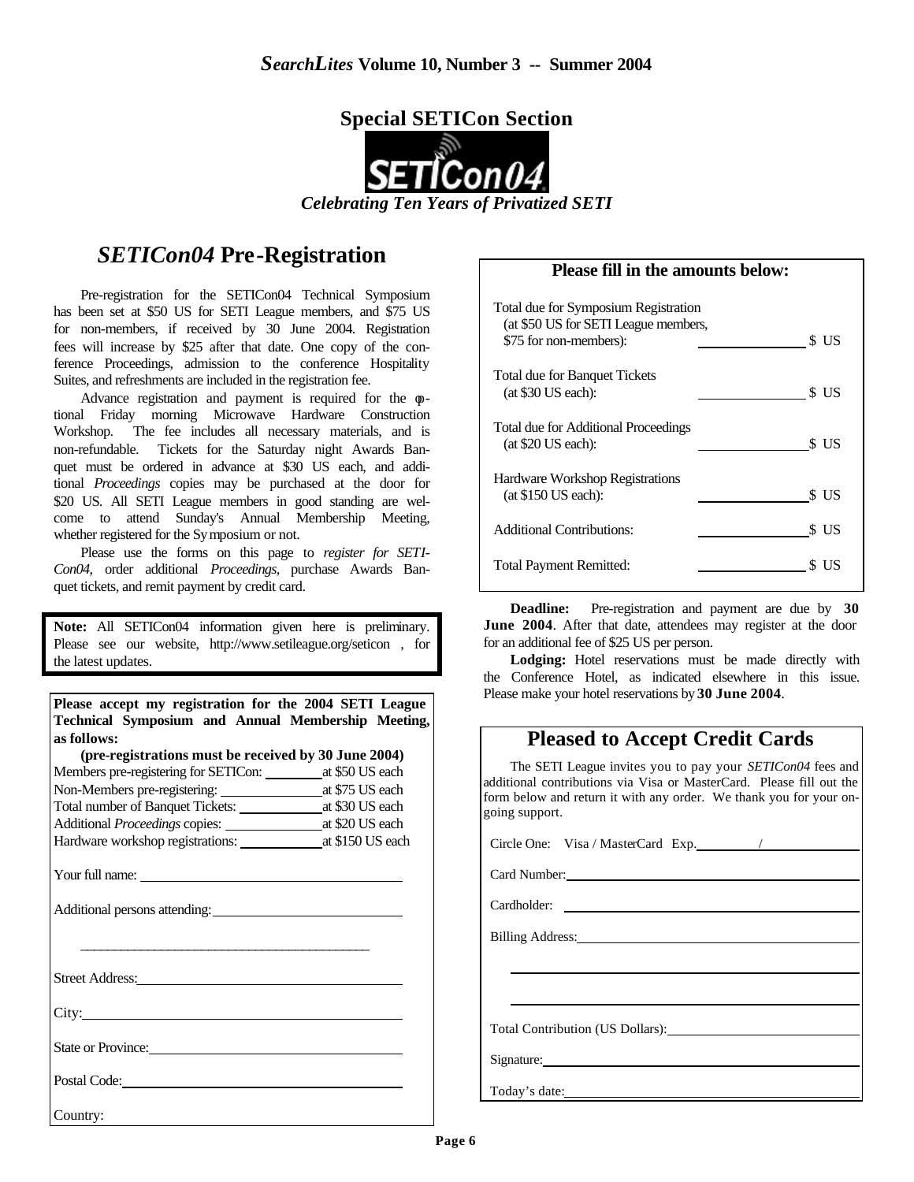## Special SETICon Section

*Celebrating Ten Years of Privatized SETI*

# *SETICon04* Pre-Registration

Pre-registration for the SETICon04 Technical Symposium has been set at $50 US for SETI League members, and $75 US for non-members, if received by 30 June 2004. Registration fees will increase by $25 after that date. One copy of the conference Proceedings, admission to the conference Hospitality Suites, and refreshments are included in the registration fee.

Advance registration and payment is required for the optional Friday morning Microwave Hardware Construction Workshop. The fee includes all necessary materials, and is non-refundable. Tickets for the Saturday night Awards Banquet must be ordered in advance at $30 US each, and additional *Proceedings* copies may be purchased at the door for $20 US. All SETI League members in good standing are welcome to attend Sunday's Annual Membership Meeting, whether registered for the Symposium or not.

Please use the forms on this page to *register for SETICon04*, order additional *Proceedings*, purchase Awards Banquet tickets, and remit payment by credit card.

**Note:** All SETICon04 information given here is preliminary. Please see our website, http://www.setileague.org/seticon , for the latest updates.

**Please accept my registration for the 2004 SETI League Technical Symposium and Annual Membership Meeting, as follows:**

**(pre-registrations must be received by 30 June 2004)**

Members pre-registering for SETICon: ________ at $50 US each

Non-Members pre-registering: ________ at $75 US each

Total number of Banquet Tickets: ________ at $30 US each

Additional *Proceedings* copies: ________ at $20 US each

Hardware workshop registrations: ________ at $150 US each

Your full name: ________

Additional persons attending: ________

________

Street Address: ________

City: ________

State or Province: ________

Postal Code: ________

Country: ________

### Please fill in the amounts below:

| | |
|---|---|
| Total due for Symposium Registration (at $50 US for SETI League members, $75 for non-members): | ________ $ US |
| Total due for Banquet Tickets (at $30 US each): | ________ $ US |
| Total due for Additional Proceedings (at $20 US each): | ________ $ US |
| Hardware Workshop Registrations (at $150 US each): | ________ $ US |
| Additional Contributions: | ________ $ US |
| Total Payment Remitted: | ________ $ US |

**Deadline:** Pre-registration and payment are due by **30 June 2004**. After that date, attendees may register at the door for an additional fee of $25 US per person.

**Lodging:** Hotel reservations must be made directly with the Conference Hotel, as indicated elsewhere in this issue. Please make your hotel reservations by **30 June 2004**.

## Pleased to Accept Credit Cards

The SETI League invites you to pay your *SETICon04* fees and additional contributions via Visa or MasterCard. Please fill out the form below and return it with any order. We thank you for your ongoing support.

Circle One: Visa / MasterCard Exp. ____ / ____

Card Number: ________

Cardholder: ________

Billing Address: ________

________

________

Total Contribution (US Dollars): ________

Signature: ________

Today's date: ________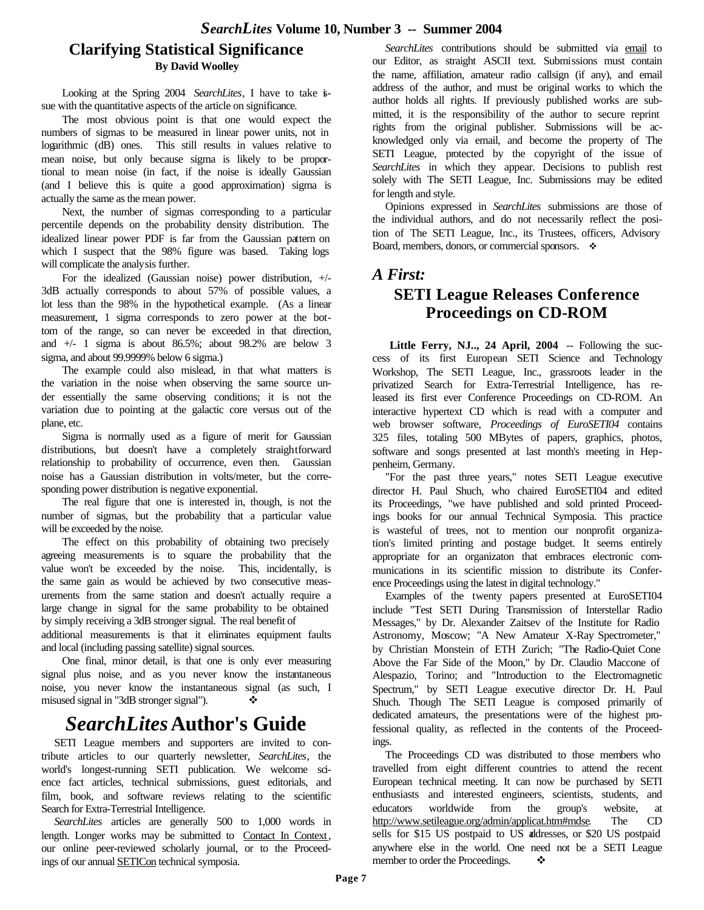## Clarifying Statistical Significance

**By David Woolley**

Looking at the Spring 2004 *SearchLites*, I have to take issue with the quantitative aspects of the article on significance.

The most obvious point is that one would expect the numbers of sigmas to be measured in linear power units, not in logarithmic (dB) ones. This still results in values relative to mean noise, but only because sigma is likely to be proportional to mean noise (in fact, if the noise is ideally Gaussian (and I believe this is quite a good approximation) sigma is actually the same as the mean power.

Next, the number of sigmas corresponding to a particular percentile depends on the probability density distribution. The idealized linear power PDF is far from the Gaussian pattern on which I suspect that the 98% figure was based. Taking logs will complicate the analysis further.

For the idealized (Gaussian noise) power distribution, +/- 3dB actually corresponds to about 57% of possible values, a lot less than the 98% in the hypothetical example. (As a linear measurement, 1 sigma corresponds to zero power at the bottom of the range, so can never be exceeded in that direction, and +/- 1 sigma is about 86.5%; about 98.2% are below 3 sigma, and about 99.9999% below 6 sigma.)

The example could also mislead, in that what matters is the variation in the noise when observing the same source under essentially the same observing conditions; it is not the variation due to pointing at the galactic core versus out of the plane, etc.

Sigma is normally used as a figure of merit for Gaussian distributions, but doesn't have a completely straightforward relationship to probability of occurrence, even then. Gaussian noise has a Gaussian distribution in volts/meter, but the corresponding power distribution is negative exponential.

The real figure that one is interested in, though, is not the number of sigmas, but the probability that a particular value will be exceeded by the noise.

The effect on this probability of obtaining two precisely agreeing measurements is to square the probability that the value won't be exceeded by the noise. This, incidentally, is the same gain as would be achieved by two consecutive measurements from the same station and doesn't actually require a large change in signal for the same probability to be obtained by simply receiving a 3dB stronger signal. The real benefit of additional measurements is that it eliminates equipment faults and local (including passing satellite) signal sources.

One final, minor detail, is that one is only ever measuring signal plus noise, and as you never know the instantaneous noise, you never know the instantaneous signal (as such, I misused signal in "3dB stronger signal"). ❖

## *SearchLites* Author's Guide

SETI League members and supporters are invited to contribute articles to our quarterly newsletter, *SearchLites*, the world's longest-running SETI publication. We welcome science fact articles, technical submissions, guest editorials, and film, book, and software reviews relating to the scientific Search for Extra-Terrestrial Intelligence.

*SearchLites* articles are generally 500 to 1,000 words in length. Longer works may be submitted to Contact In Context, our online peer-reviewed scholarly journal, or to the Proceedings of our annual SETICon technical symposia.

*SearchLites* contributions should be submitted via email to our Editor, as straight ASCII text. Submissions must contain the name, affiliation, amateur radio callsign (if any), and email address of the author, and must be original works to which the author holds all rights. If previously published works are submitted, it is the responsibility of the author to secure reprint rights from the original publisher. Submissions will be acknowledged only via email, and become the property of The SETI League, protected by the copyright of the issue of *SearchLites* in which they appear. Decisions to publish rest solely with The SETI League, Inc. Submissions may be edited for length and style.

Opinions expressed in *SearchLites* submissions are those of the individual authors, and do not necessarily reflect the position of The SETI League, Inc., its Trustees, officers, Advisory Board, members, donors, or commercial sponsors. ❖

### *A First:*

## SETI League Releases Conference Proceedings on CD-ROM

**Little Ferry, NJ.., 24 April, 2004** -- Following the success of its first European SETI Science and Technology Workshop, The SETI League, Inc., grassroots leader in the privatized Search for Extra-Terrestrial Intelligence, has released its first ever Conference Proceedings on CD-ROM. An interactive hypertext CD which is read with a computer and web browser software, *Proceedings of EuroSETI04* contains 325 files, totaling 500 MBytes of papers, graphics, photos, software and songs presented at last month's meeting in Heppenheim, Germany.

"For the past three years," notes SETI League executive director H. Paul Shuch, who chaired EuroSETI04 and edited its Proceedings, "we have published and sold printed Proceedings books for our annual Technical Symposia. This practice is wasteful of trees, not to mention our nonprofit organization's limited printing and postage budget. It seems entirely appropriate for an organizaton that embraces electronic communications in its scientific mission to distribute its Conference Proceedings using the latest in digital technology."

Examples of the twenty papers presented at EuroSETI04 include "Test SETI During Transmission of Interstellar Radio Messages," by Dr. Alexander Zaitsev of the Institute for Radio Astronomy, Moscow; "A New Amateur X-Ray Spectrometer," by Christian Monstein of ETH Zurich; "The Radio-Quiet Cone Above the Far Side of the Moon," by Dr. Claudio Maccone of Alespazio, Torino; and "Introduction to the Electromagnetic Spectrum," by SETI League executive director Dr. H. Paul Shuch. Though The SETI League is composed primarily of dedicated amateurs, the presentations were of the highest professional quality, as reflected in the contents of the Proceedings.

The Proceedings CD was distributed to those members who travelled from eight different countries to attend the recent European technical meeting. It can now be purchased by SETI enthusiasts and interested engineers, scientists, students, and educators worldwide from the group's website, at http://www.setileague.org/admin/applicat.htm#mdse. The CD sells for $15 US postpaid to US addresses, or $20 US postpaid anywhere else in the world. One need not be a SETI League member to order the Proceedings. ❖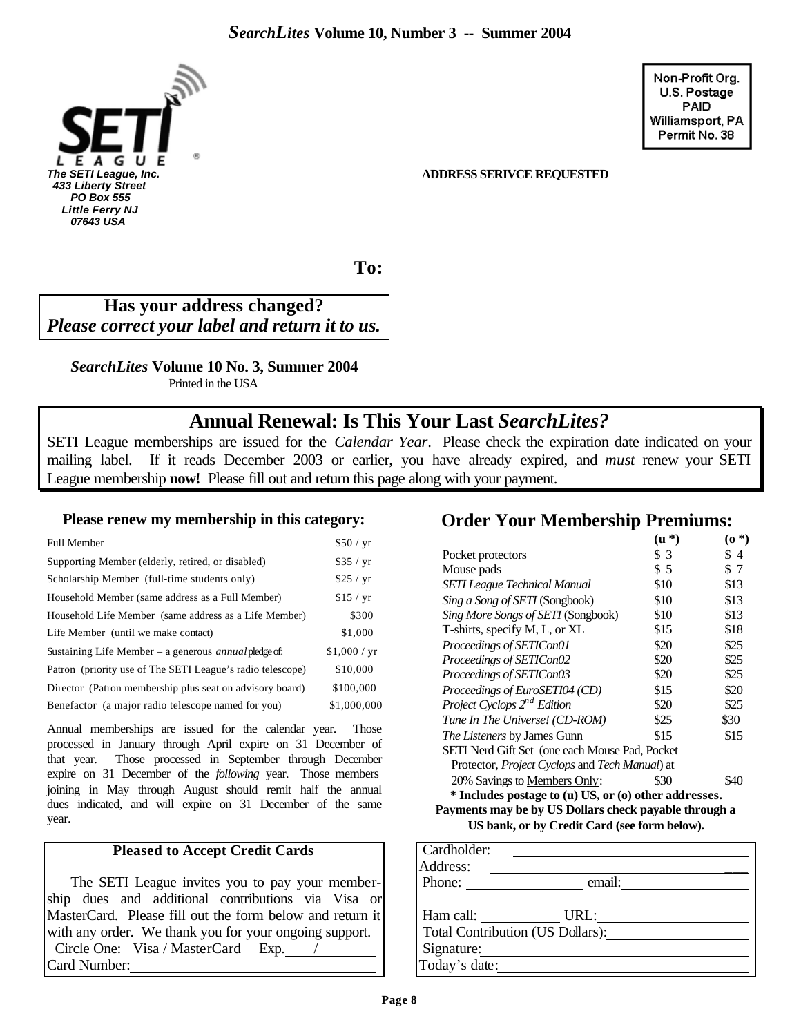The SETI League, Inc.
433 Liberty Street
PO Box 555
Little Ferry NJ
07643 USA

Non-Profit Org.
U.S. Postage
PAID
Williamsport, PA
Permit No. 38

**ADDRESS SERIVCE REQUESTED**

**To:**

**Has your address changed?**
***Please correct your label and return it to us.***

***SearchLites* Volume 10 No. 3, Summer 2004**
Printed in the USA

## Annual Renewal: Is This Your Last *SearchLites?*

SETI League memberships are issued for the *Calendar Year*. Please check the expiration date indicated on your mailing label. If it reads December 2003 or earlier, you have already expired, and *must* renew your SETI League membership **now!** Please fill out and return this page along with your payment.

### Please renew my membership in this category:

| | |
|---|---|
| Full Member | $50 / yr |
| Supporting Member (elderly, retired, or disabled) | $35 / yr |
| Scholarship Member (full-time students only) | $25 / yr |
| Household Member (same address as a Full Member) | $15 / yr |
| Household Life Member (same address as a Life Member) | $300 |
| Life Member (until we make contact) | $1,000 |
| Sustaining Life Member – a generous *annual* pledge of: | $1,000 / yr |
| Patron (priority use of The SETI League's radio telescope) | $10,000 |
| Director (Patron membership plus seat on advisory board) | $100,000 |
| Benefactor (a major radio telescope named for you) | $1,000,000 |

Annual memberships are issued for the calendar year. Those processed in January through April expire on 31 December of that year. Those processed in September through December expire on 31 December of the *following* year. Those members joining in May through August should remit half the annual dues indicated, and will expire on 31 December of the same year.

### Pleased to Accept Credit Cards

The SETI League invites you to pay your membership dues and additional contributions via Visa or MasterCard. Please fill out the form below and return it with any order. We thank you for your ongoing support.

Circle One: Visa / MasterCard Exp. ____ / ______

Card Number: ______________________

## Order Your Membership Premiums:

| | (u *) | (o *) |
|---|---|---|
| Pocket protectors | $ 3 | $ 4 |
| Mouse pads | $ 5 | $ 7 |
| *SETI League Technical Manual* | $10 | $13 |
| *Sing a Song of SETI* (Songbook) | $10 | $13 |
| *Sing More Songs of SETI* (Songbook) | $10 | $13 |
| T-shirts, specify M, L, or XL | $15 | $18 |
| *Proceedings of SETICon01* | $20 | $25 |
| *Proceedings of SETICon02* | $20 | $25 |
| *Proceedings of SETICon03* | $20 | $25 |
| *Proceedings of EuroSETI04 (CD)* | $15 | $20 |
| *Project Cyclops 2nd Edition* | $20 | $25 |
| *Tune In The Universe! (CD-ROM)* | $25 | $30 |
| *The Listeners* by James Gunn | $15 | $15 |
| SETI Nerd Gift Set (one each Mouse Pad, Pocket Protector, *Project Cyclops* and *Tech Manual*) at 20% Savings to Members Only: | $30 | $40 |

**\* Includes postage to (u) US, or (o) other addresses.**

**Payments may be by US Dollars check payable through a US bank, or by Credit Card (see form below).**

Cardholder: ______________________
Address: ______________________
Phone: __________ email: __________
Ham call: __________ URL: __________
Total Contribution (US Dollars): __________
Signature: ______________________
Today's date: ______________________